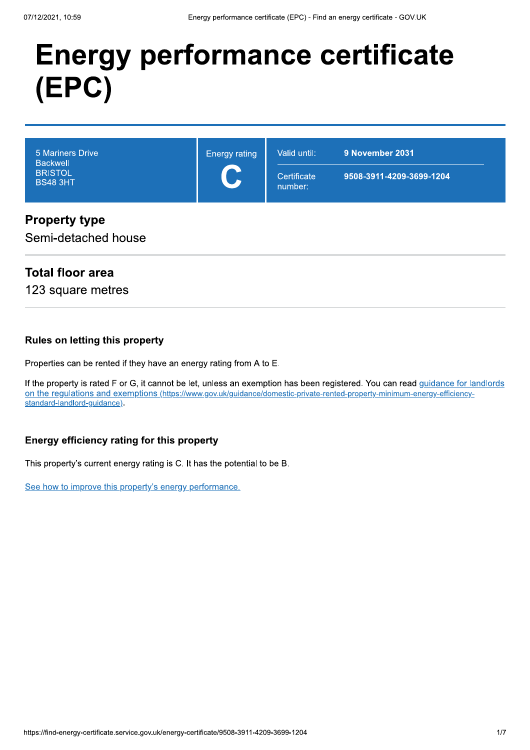# Energy performance certificate (EPC)

| 5 Mariners Drive<br>Backwell<br>BRISTOL<br>BS48 3HT | Energy rating<br>**C** | Valid until: | **9 November 2031** |
|---|---|---|---|
| | | Certificate number: | **9508-3911-4209-3699-1204** |

## Property type

Semi-detached house

## Total floor area

123 square metres

### Rules on letting this property

Properties can be rented if they have an energy rating from A to E.

If the property is rated F or G, it cannot be let, unless an exemption has been registered. You can read guidance for landlords on the regulations and exemptions (https://www.gov.uk/guidance/domestic-private-rented-property-minimum-energy-efficiency-standard-landlord-guidance).

### Energy efficiency rating for this property

This property's current energy rating is C. It has the potential to be B.

See how to improve this property's energy performance.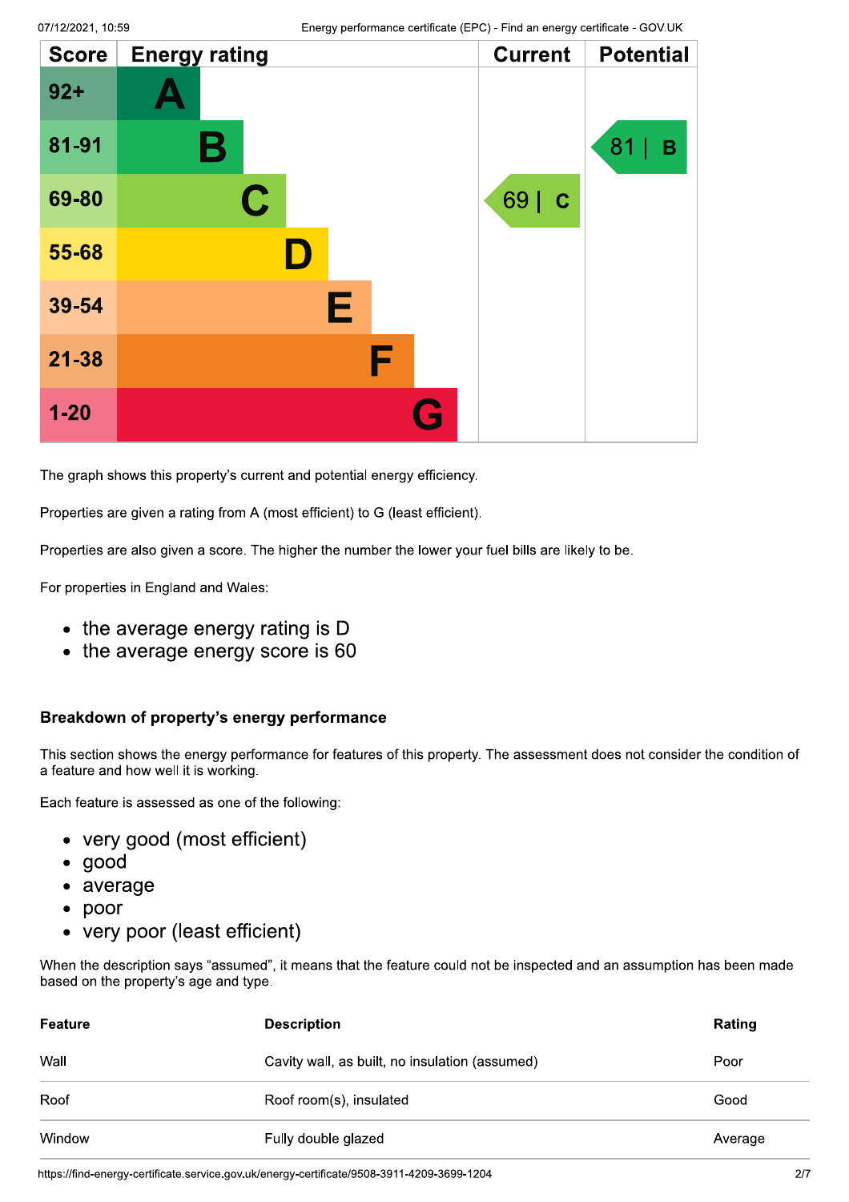| Score | Energy rating | Current | Potential |
|---|---|---|---|
| 92+ | A | | |
| 81-91 | B | | 81 \| B |
| 69-80 | C | 69 \| C | |
| 55-68 | D | | |
| 39-54 | E | | |
| 21-38 | F | | |
| 1-20 | G | | |

The graph shows this property's current and potential energy efficiency.

Properties are given a rating from A (most efficient) to G (least efficient).

Properties are also given a score. The higher the number the lower your fuel bills are likely to be.

For properties in England and Wales:

- the average energy rating is D
- the average energy score is 60

## Breakdown of property's energy performance

This section shows the energy performance for features of this property. The assessment does not consider the condition of a feature and how well it is working.

Each feature is assessed as one of the following:

- very good (most efficient)
- good
- average
- poor
- very poor (least efficient)

When the description says "assumed", it means that the feature could not be inspected and an assumption has been made based on the property's age and type.

| Feature | Description | Rating |
|---|---|---|
| Wall | Cavity wall, as built, no insulation (assumed) | Poor |
| Roof | Roof room(s), insulated | Good |
| Window | Fully double glazed | Average |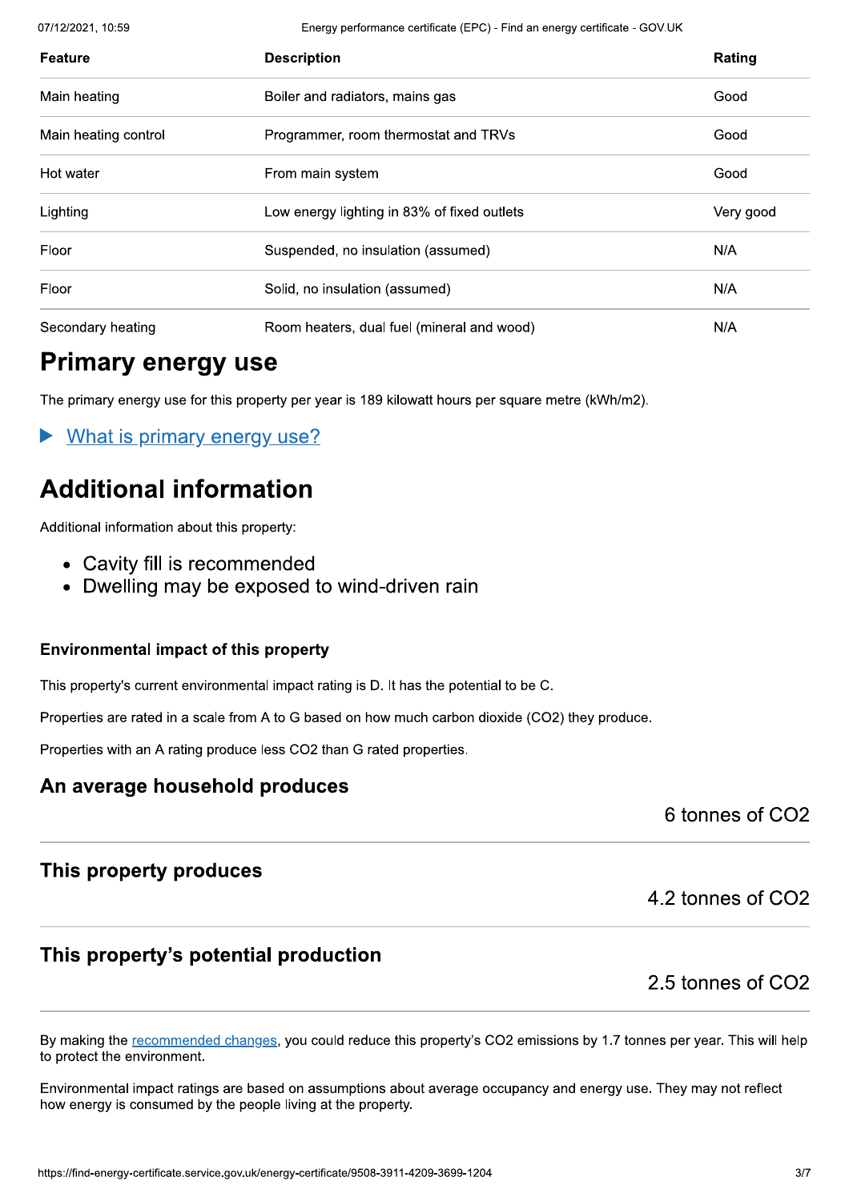| Feature | Description | Rating |
|---|---|---|
| Main heating | Boiler and radiators, mains gas | Good |
| Main heating control | Programmer, room thermostat and TRVs | Good |
| Hot water | From main system | Good |
| Lighting | Low energy lighting in 83% of fixed outlets | Very good |
| Floor | Suspended, no insulation (assumed) | N/A |
| Floor | Solid, no insulation (assumed) | N/A |
| Secondary heating | Room heaters, dual fuel (mineral and wood) | N/A |

## Primary energy use

The primary energy use for this property per year is 189 kilowatt hours per square metre (kWh/m2).

▶ What is primary energy use?

## Additional information

Additional information about this property:

- Cavity fill is recommended
- Dwelling may be exposed to wind-driven rain

### Environmental impact of this property

This property's current environmental impact rating is D. It has the potential to be C.

Properties are rated in a scale from A to G based on how much carbon dioxide ($CO_2$) they produce.

Properties with an A rating produce less $CO_2$ than G rated properties.

### An average household produces

6 tonnes of $CO_2$

### This property produces

4.2 tonnes of $CO_2$

### This property's potential production

2.5 tonnes of $CO_2$

By making the recommended changes, you could reduce this property's $CO_2$ emissions by 1.7 tonnes per year. This will help to protect the environment.

Environmental impact ratings are based on assumptions about average occupancy and energy use. They may not reflect how energy is consumed by the people living at the property.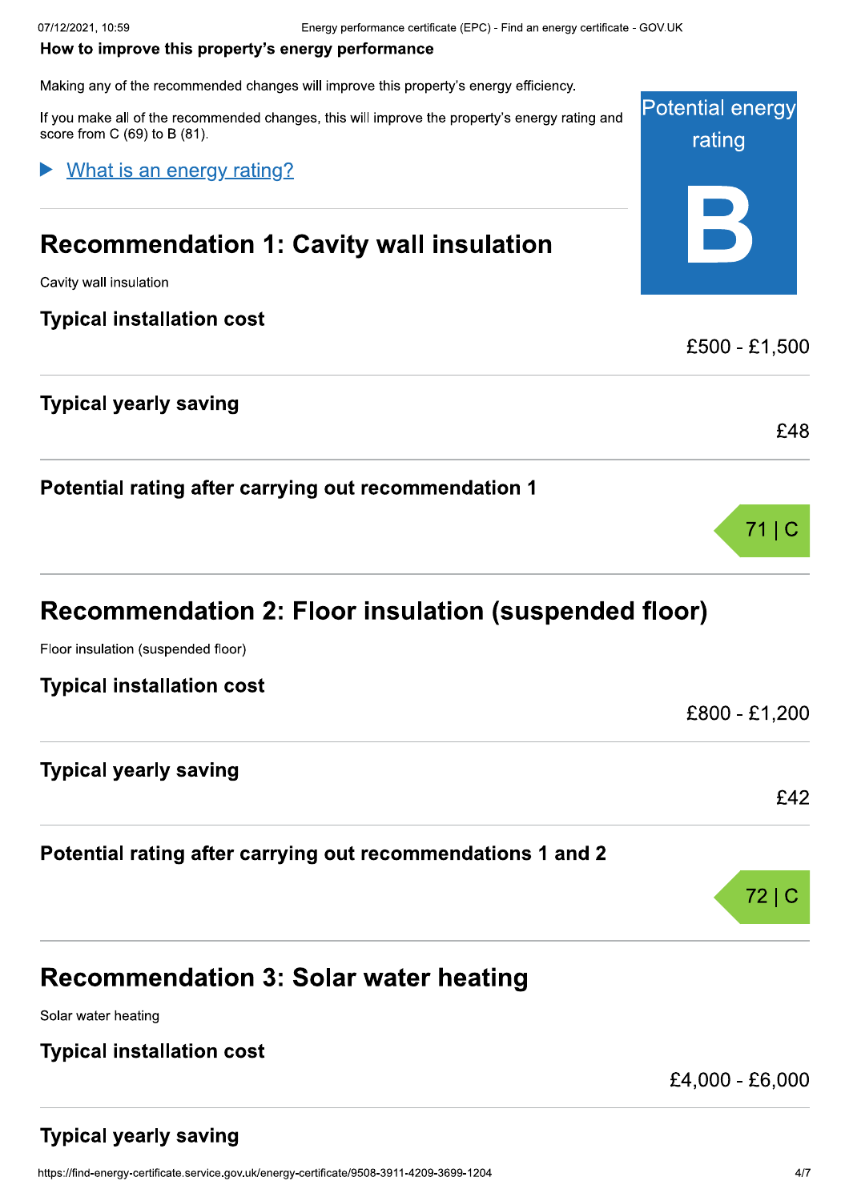## How to improve this property's energy performance

Making any of the recommended changes will improve this property's energy efficiency.

If you make all of the recommended changes, this will improve the property's energy rating and score from C (69) to B (81).

Potential energy rating

**B**

▶ What is an energy rating?

## Recommendation 1: Cavity wall insulation

Cavity wall insulation

### Typical installation cost

£500 - £1,500

### Typical yearly saving

£48

### Potential rating after carrying out recommendation 1

71 | C

## Recommendation 2: Floor insulation (suspended floor)

Floor insulation (suspended floor)

### Typical installation cost

£800 - £1,200

### Typical yearly saving

£42

### Potential rating after carrying out recommendations 1 and 2

72 | C

## Recommendation 3: Solar water heating

Solar water heating

### Typical installation cost

£4,000 - £6,000

### Typical yearly saving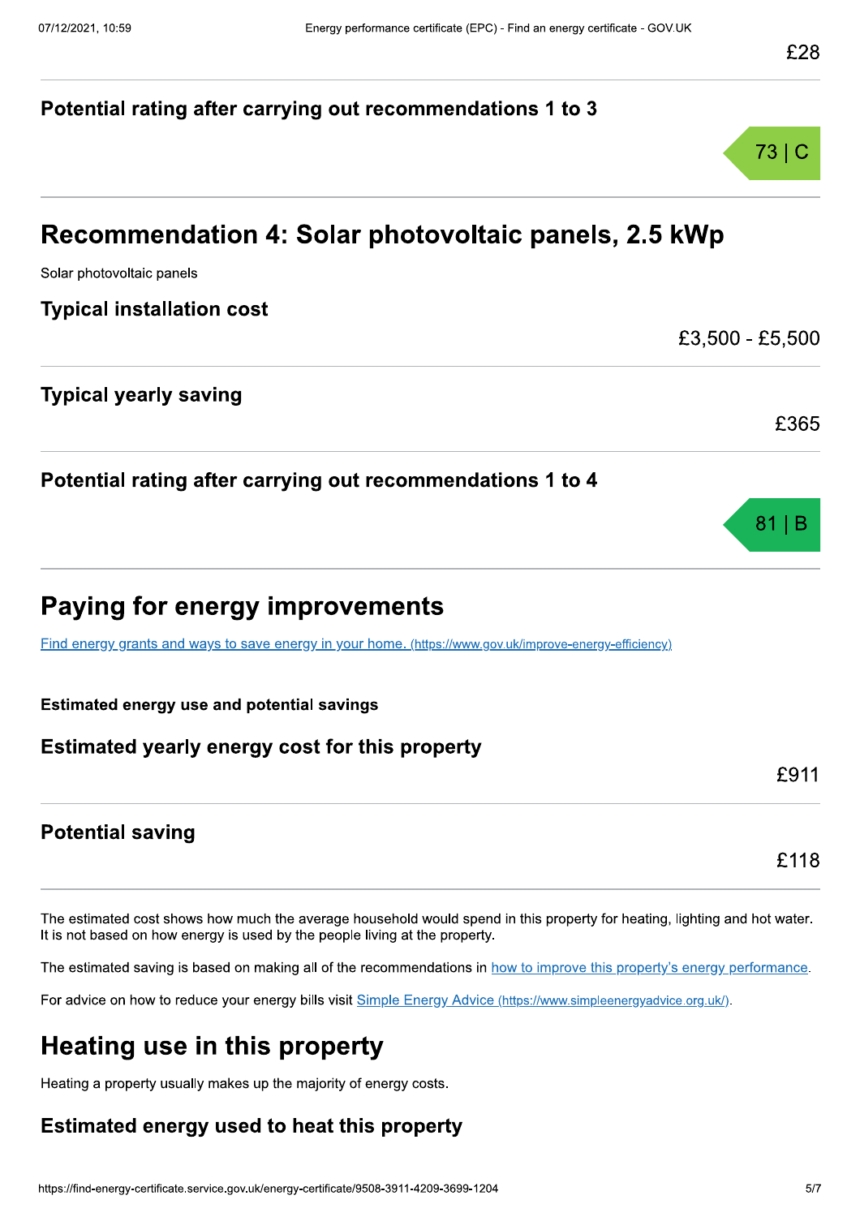£28

### Potential rating after carrying out recommendations 1 to 3

73 | C

## Recommendation 4: Solar photovoltaic panels, 2.5 kWp

Solar photovoltaic panels

### Typical installation cost

£3,500 - £5,500

### Typical yearly saving

£365

### Potential rating after carrying out recommendations 1 to 4

81 | B

## Paying for energy improvements

[Find energy grants and ways to save energy in your home. (https://www.gov.uk/improve-energy-efficiency)](https://www.gov.uk/improve-energy-efficiency)

**Estimated energy use and potential savings**

### Estimated yearly energy cost for this property

£911

### Potential saving

£118

The estimated cost shows how much the average household would spend in this property for heating, lighting and hot water. It is not based on how energy is used by the people living at the property.

The estimated saving is based on making all of the recommendations in how to improve this property's energy performance.

For advice on how to reduce your energy bills visit [Simple Energy Advice (https://www.simpleenergyadvice.org.uk/)](https://www.simpleenergyadvice.org.uk/).

## Heating use in this property

Heating a property usually makes up the majority of energy costs.

### Estimated energy used to heat this property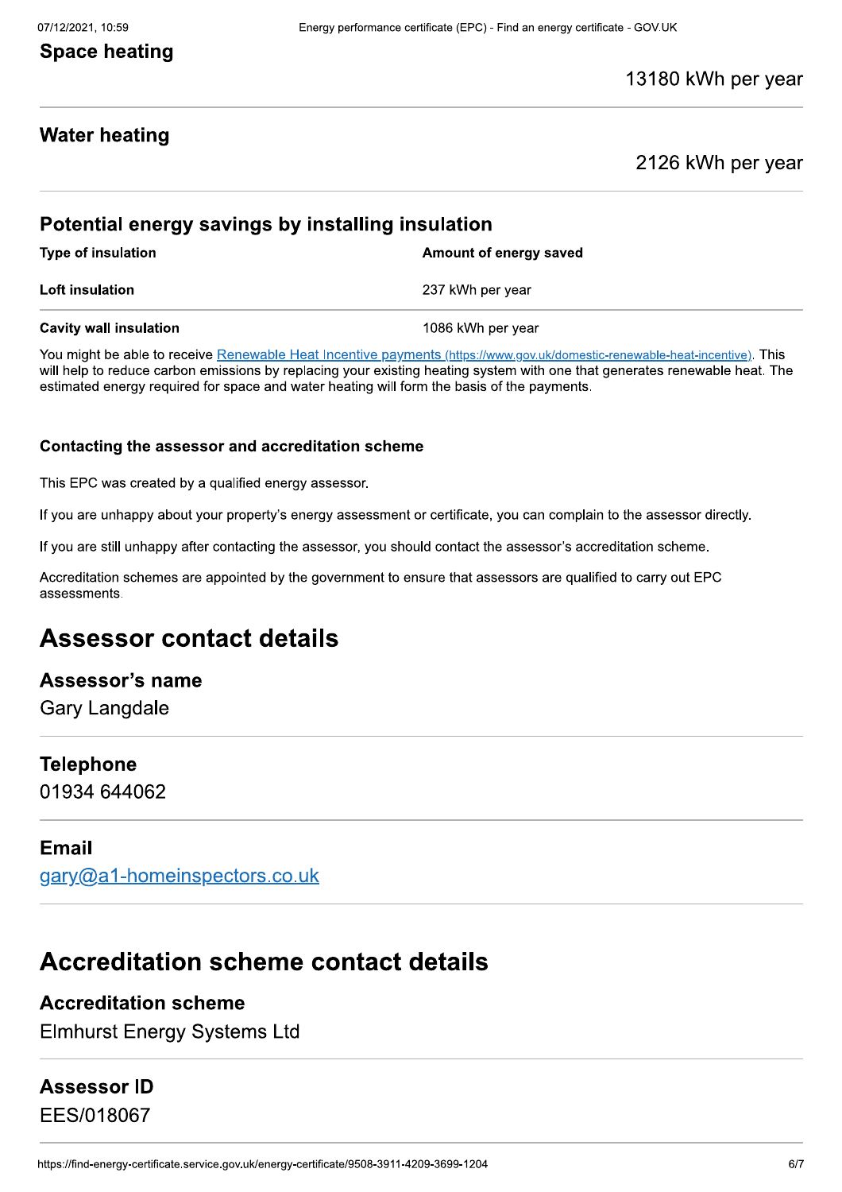### Space heating

13180 kWh per year

### Water heating

2126 kWh per year

### Potential energy savings by installing insulation

| Type of insulation | Amount of energy saved |
| --- | --- |
| **Loft insulation** | 237 kWh per year |
| **Cavity wall insulation** | 1086 kWh per year |

You might be able to receive [Renewable Heat Incentive payments (https://www.gov.uk/domestic-renewable-heat-incentive)](https://www.gov.uk/domestic-renewable-heat-incentive). This will help to reduce carbon emissions by replacing your existing heating system with one that generates renewable heat. The estimated energy required for space and water heating will form the basis of the payments.

### Contacting the assessor and accreditation scheme

This EPC was created by a qualified energy assessor.

If you are unhappy about your property's energy assessment or certificate, you can complain to the assessor directly.

If you are still unhappy after contacting the assessor, you should contact the assessor's accreditation scheme.

Accreditation schemes are appointed by the government to ensure that assessors are qualified to carry out EPC assessments.

## Assessor contact details

### Assessor's name

Gary Langdale

### Telephone

01934 644062

### Email

[gary@a1-homeinspectors.co.uk](mailto:gary@a1-homeinspectors.co.uk)

## Accreditation scheme contact details

### Accreditation scheme

Elmhurst Energy Systems Ltd

### Assessor ID

EES/018067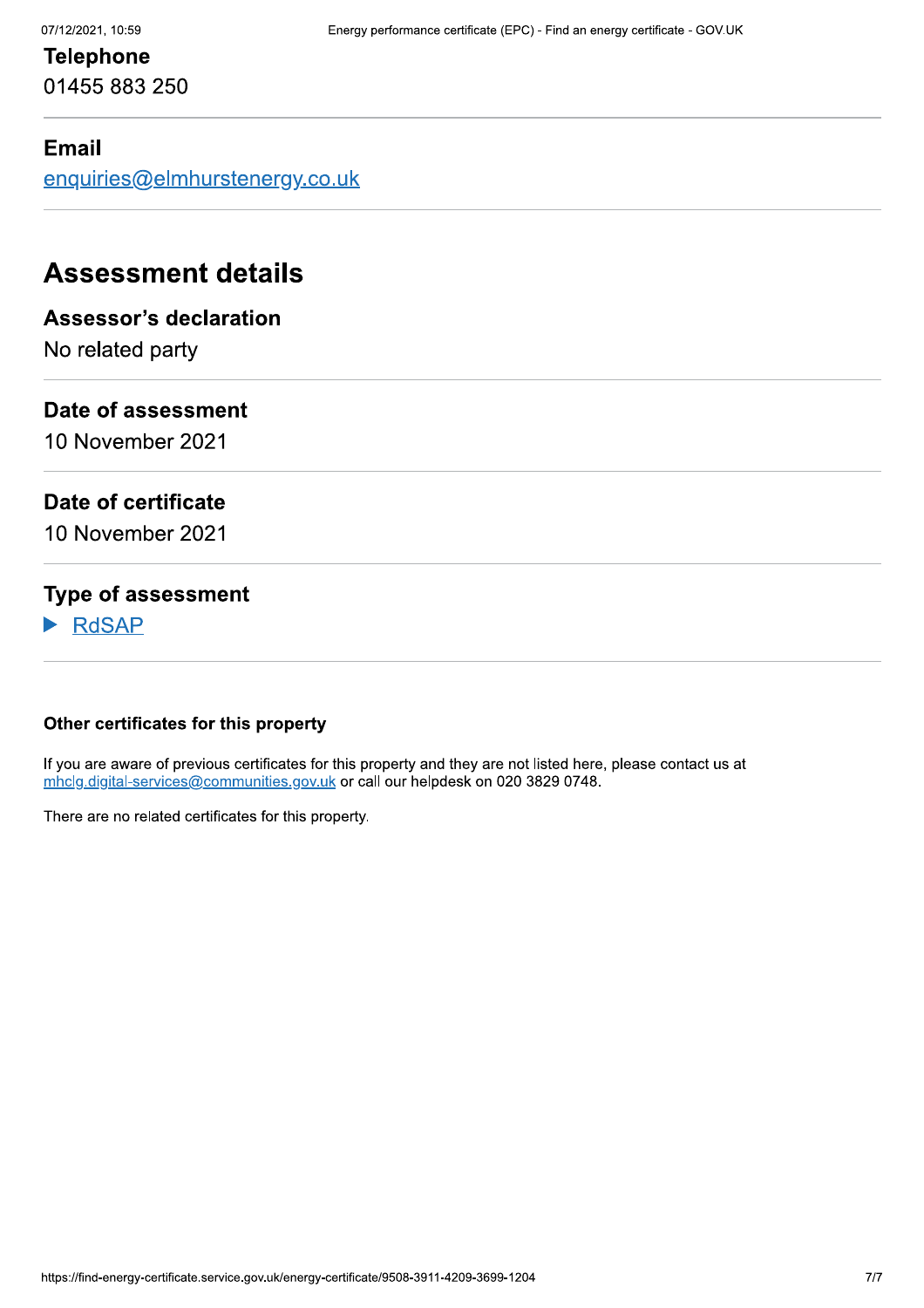### Telephone

01455 883 250

### Email

enquiries@elmhurstenergy.co.uk

## Assessment details

### Assessor's declaration

No related party

### Date of assessment

10 November 2021

### Date of certificate

10 November 2021

### Type of assessment

▶ RdSAP

#### Other certificates for this property

If you are aware of previous certificates for this property and they are not listed here, please contact us at mhclg.digital-services@communities.gov.uk or call our helpdesk on 020 3829 0748.

There are no related certificates for this property.